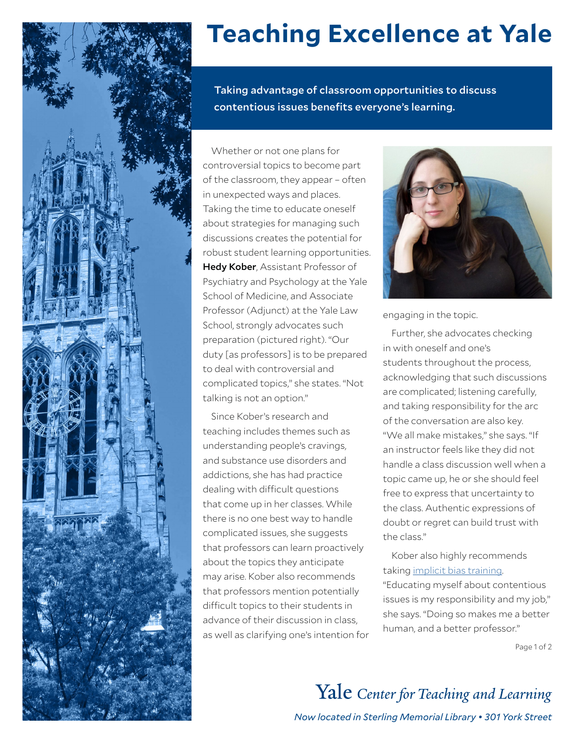# Teaching Excellence at Yale

**Taking advantage of classroom opportunities to discuss contentious issues benefits everyone's learning.**

Whether or not one plans for controversial topics to become part of the classroom, they appear – often in unexpected ways and places. Taking the time to educate oneself about strategies for managing such discussions creates the potential for robust student learning opportunities. **Hedy Kober**, Assistant Professor of Psychiatry and Psychology at the Yale School of Medicine, and Associate Professor (Adjunct) at the Yale Law School, strongly advocates such preparation (pictured right). "Our duty [as professors] is to be prepared to deal with controversial and complicated topics," she states. "Not talking is not an option."

Since Kober's research and teaching includes themes such as understanding people's cravings, and substance use disorders and addictions, she has had practice dealing with difficult questions that come up in her classes. While there is no one best way to handle complicated issues, she suggests that professors can learn proactively about the topics they anticipate may arise. Kober also recommends that professors mention potentially difficult topics to their students in advance of their discussion in class, as well as clarifying one's intention for engaging in the topic.

Further, she advocates checking in with oneself and one's students throughout the process, acknowledging that such discussions are complicated; listening carefully, and taking responsibility for the arc of the conversation are also key. "We all make mistakes," she says. "If an instructor feels like they did not handle a class discussion well when a topic came up, he or she should feel free to express that uncertainty to the class. Authentic expressions of doubt or regret can build trust with the class."

Kober also highly recommends taking implicit bias training. "Educating myself about contentious issues is my responsibility and my job," she says. "Doing so makes me a better human, and a better professor."

Yale *Center for Teaching and Learning*

*Now located in Sterling Memorial Library • 301 York Street*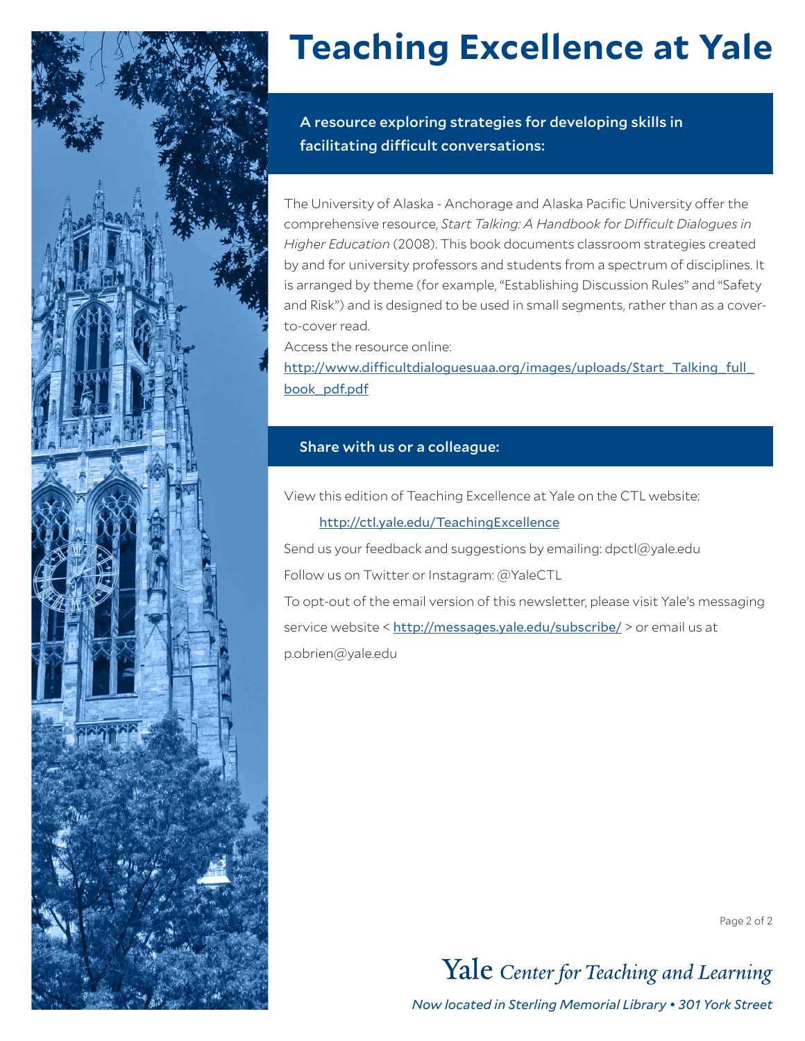# Teaching Excellence at Yale

## A resource exploring strategies for developing skills in facilitating difficult conversations:

The University of Alaska - Anchorage and Alaska Pacific University offer the comprehensive resource, *Start Talking: A Handbook for Difficult Dialogues in Higher Education* (2008). This book documents classroom strategies created by and for university professors and students from a spectrum of disciplines. It is arranged by theme (for example, "Establishing Discussion Rules" and "Safety and Risk") and is designed to be used in small segments, rather than as a cover-to-cover read.

Access the resource online:
[http://www.difficultdialoguesuaa.org/images/uploads/Start_Talking_full_book_pdf.pdf](http://www.difficultdialoguesuaa.org/images/uploads/Start_Talking_full_book_pdf.pdf)

## Share with us or a colleague:

View this edition of Teaching Excellence at Yale on the CTL website:

[http://ctl.yale.edu/TeachingExcellence](http://ctl.yale.edu/TeachingExcellence)

Send us your feedback and suggestions by emailing: dpctl@yale.edu

Follow us on Twitter or Instagram: @YaleCTL

To opt-out of the email version of this newsletter, please visit Yale's messaging service website < [http://messages.yale.edu/subscribe/](http://messages.yale.edu/subscribe/) > or email us at p.obrien@yale.edu

Yale *Center for Teaching and Learning*

*Now located in Sterling Memorial Library • 301 York Street*